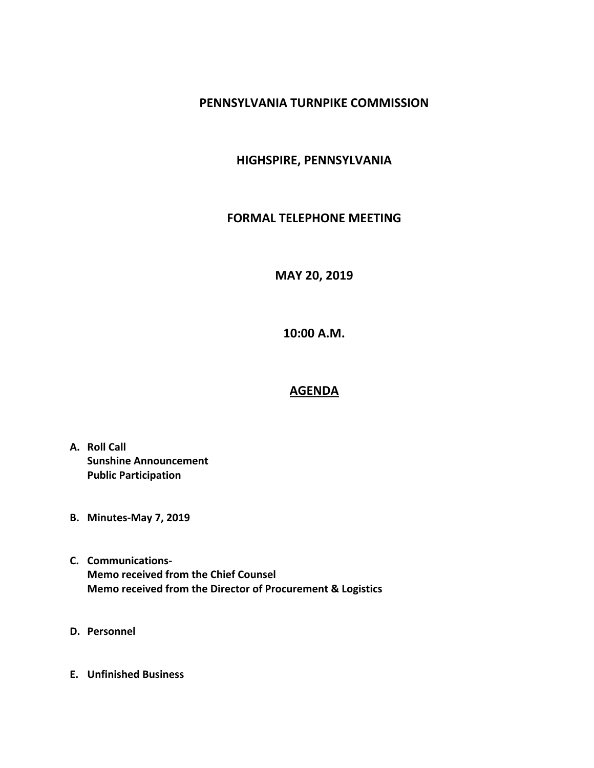# PENNSYLVANIA TURNPIKE COMMISSION

## HIGHSPIRE, PENNSYLVANIA

## FORMAL TELEPHONE MEETING

## MAY 20, 2019

## 10:00 A.M.

## AGENDA

**A. Roll Call**
**Sunshine Announcement**
**Public Participation**

**B. Minutes-May 7, 2019**

**C. Communications-**
**Memo received from the Chief Counsel**
**Memo received from the Director of Procurement & Logistics**

**D. Personnel**

**E. Unfinished Business**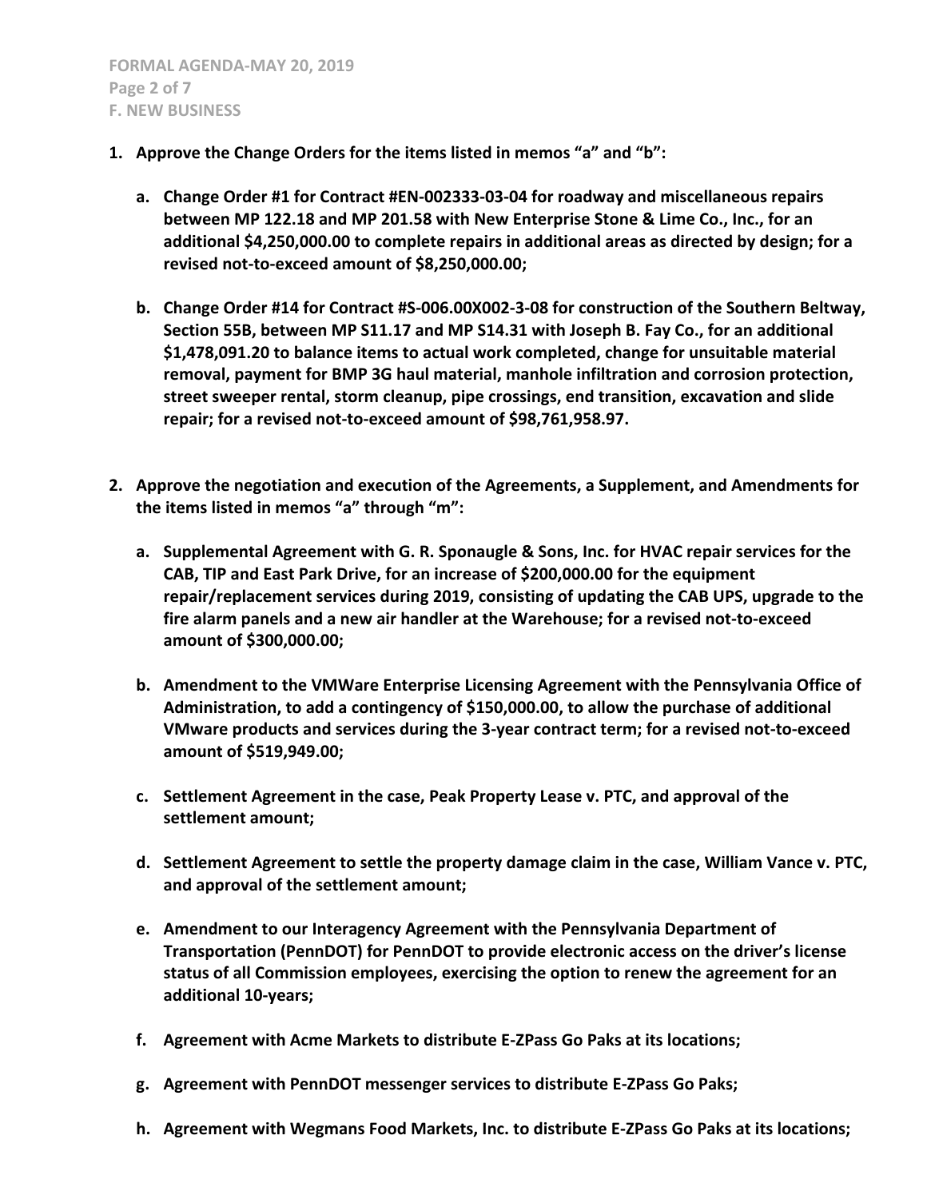**1. Approve the Change Orders for the items listed in memos "a" and "b":**

   **a. Change Order #1 for Contract #EN-002333-03-04 for roadway and miscellaneous repairs between MP 122.18 and MP 201.58 with New Enterprise Stone & Lime Co., Inc., for an additional $4,250,000.00 to complete repairs in additional areas as directed by design; for a revised not-to-exceed amount of $8,250,000.00;**

   **b. Change Order #14 for Contract #S-006.00X002-3-08 for construction of the Southern Beltway, Section 55B, between MP S11.17 and MP S14.31 with Joseph B. Fay Co., for an additional $1,478,091.20 to balance items to actual work completed, change for unsuitable material removal, payment for BMP 3G haul material, manhole infiltration and corrosion protection, street sweeper rental, storm cleanup, pipe crossings, end transition, excavation and slide repair; for a revised not-to-exceed amount of $98,761,958.97.**

**2. Approve the negotiation and execution of the Agreements, a Supplement, and Amendments for the items listed in memos "a" through "m":**

   **a. Supplemental Agreement with G. R. Sponaugle & Sons, Inc. for HVAC repair services for the CAB, TIP and East Park Drive, for an increase of $200,000.00 for the equipment repair/replacement services during 2019, consisting of updating the CAB UPS, upgrade to the fire alarm panels and a new air handler at the Warehouse; for a revised not-to-exceed amount of $300,000.00;**

   **b. Amendment to the VMWare Enterprise Licensing Agreement with the Pennsylvania Office of Administration, to add a contingency of $150,000.00, to allow the purchase of additional VMware products and services during the 3-year contract term; for a revised not-to-exceed amount of $519,949.00;**

   **c. Settlement Agreement in the case, Peak Property Lease v. PTC, and approval of the settlement amount;**

   **d. Settlement Agreement to settle the property damage claim in the case, William Vance v. PTC, and approval of the settlement amount;**

   **e. Amendment to our Interagency Agreement with the Pennsylvania Department of Transportation (PennDOT) for PennDOT to provide electronic access on the driver's license status of all Commission employees, exercising the option to renew the agreement for an additional 10-years;**

   **f. Agreement with Acme Markets to distribute E-ZPass Go Paks at its locations;**

   **g. Agreement with PennDOT messenger services to distribute E-ZPass Go Paks;**

   **h. Agreement with Wegmans Food Markets, Inc. to distribute E-ZPass Go Paks at its locations;**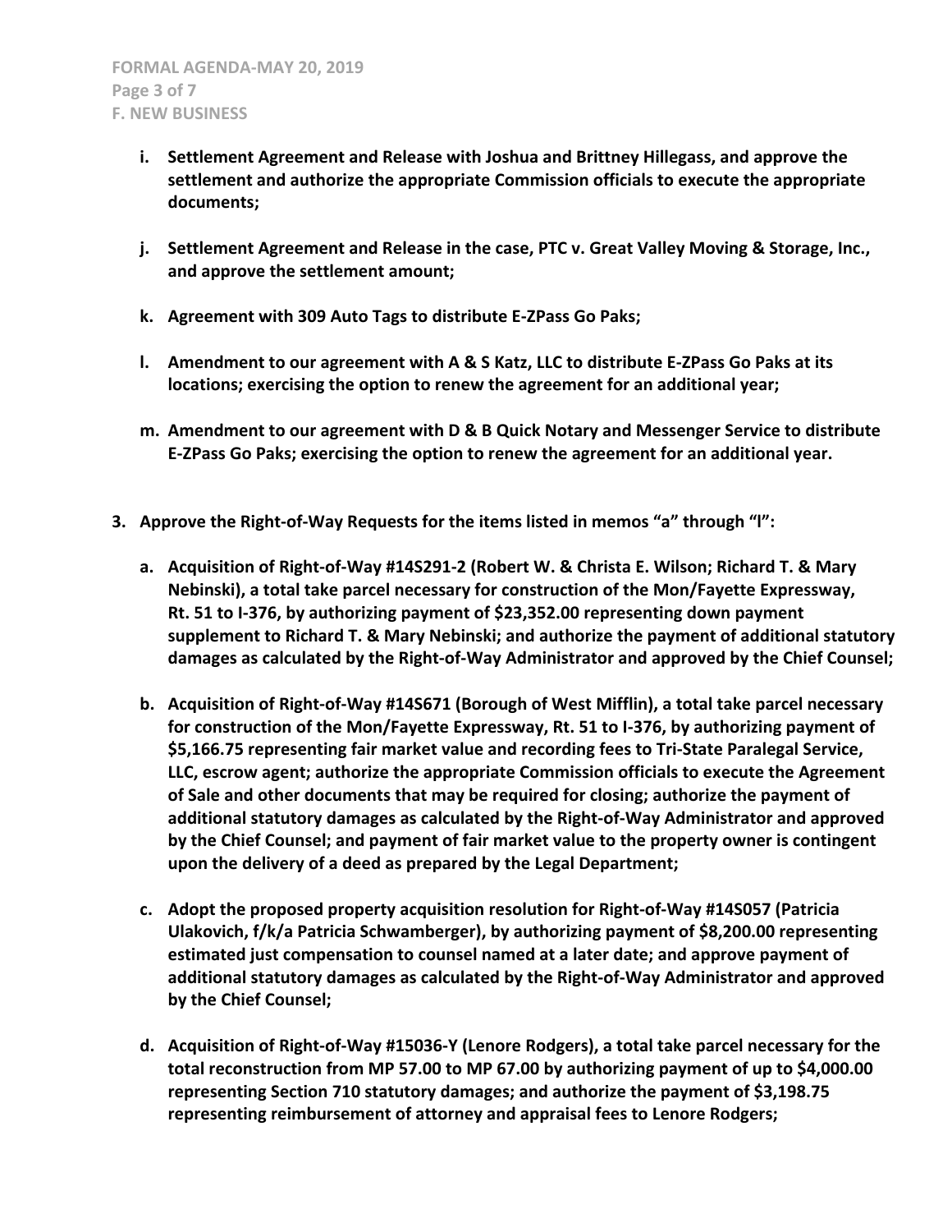i. **Settlement Agreement and Release with Joshua and Brittney Hillegass, and approve the settlement and authorize the appropriate Commission officials to execute the appropriate documents;**

j. **Settlement Agreement and Release in the case, PTC v. Great Valley Moving & Storage, Inc., and approve the settlement amount;**

k. **Agreement with 309 Auto Tags to distribute E-ZPass Go Paks;**

l. **Amendment to our agreement with A & S Katz, LLC to distribute E-ZPass Go Paks at its locations; exercising the option to renew the agreement for an additional year;**

m. **Amendment to our agreement with D & B Quick Notary and Messenger Service to distribute E-ZPass Go Paks; exercising the option to renew the agreement for an additional year.**

3. **Approve the Right-of-Way Requests for the items listed in memos "a" through "l":**

   a. **Acquisition of Right-of-Way #14S291-2 (Robert W. & Christa E. Wilson; Richard T. & Mary Nebinski), a total take parcel necessary for construction of the Mon/Fayette Expressway, Rt. 51 to I-376, by authorizing payment of $23,352.00 representing down payment supplement to Richard T. & Mary Nebinski; and authorize the payment of additional statutory damages as calculated by the Right-of-Way Administrator and approved by the Chief Counsel;**

   b. **Acquisition of Right-of-Way #14S671 (Borough of West Mifflin), a total take parcel necessary for construction of the Mon/Fayette Expressway, Rt. 51 to I-376, by authorizing payment of $5,166.75 representing fair market value and recording fees to Tri-State Paralegal Service, LLC, escrow agent; authorize the appropriate Commission officials to execute the Agreement of Sale and other documents that may be required for closing; authorize the payment of additional statutory damages as calculated by the Right-of-Way Administrator and approved by the Chief Counsel; and payment of fair market value to the property owner is contingent upon the delivery of a deed as prepared by the Legal Department;**

   c. **Adopt the proposed property acquisition resolution for Right-of-Way #14S057 (Patricia Ulakovich, f/k/a Patricia Schwamberger), by authorizing payment of $8,200.00 representing estimated just compensation to counsel named at a later date; and approve payment of additional statutory damages as calculated by the Right-of-Way Administrator and approved by the Chief Counsel;**

   d. **Acquisition of Right-of-Way #15036-Y (Lenore Rodgers), a total take parcel necessary for the total reconstruction from MP 57.00 to MP 67.00 by authorizing payment of up to $4,000.00 representing Section 710 statutory damages; and authorize the payment of $3,198.75 representing reimbursement of attorney and appraisal fees to Lenore Rodgers;**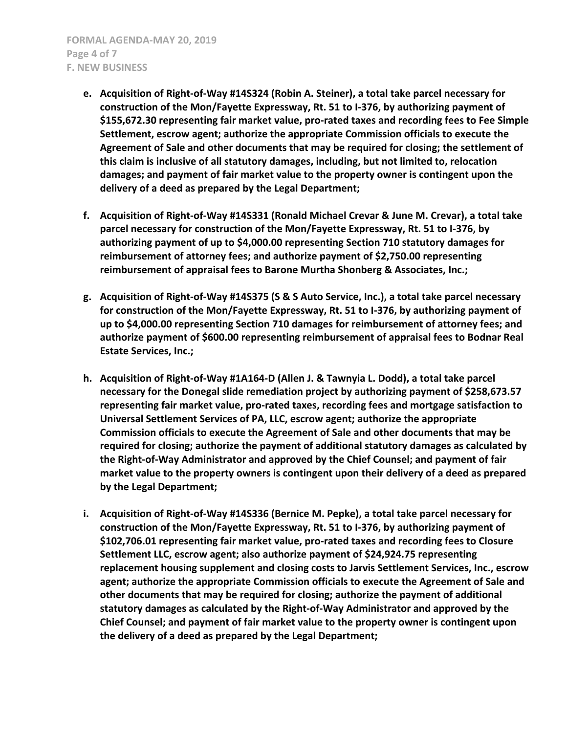**e. Acquisition of Right-of-Way #14S324 (Robin A. Steiner), a total take parcel necessary for construction of the Mon/Fayette Expressway, Rt. 51 to I-376, by authorizing payment of $155,672.30 representing fair market value, pro-rated taxes and recording fees to Fee Simple Settlement, escrow agent; authorize the appropriate Commission officials to execute the Agreement of Sale and other documents that may be required for closing; the settlement of this claim is inclusive of all statutory damages, including, but not limited to, relocation damages; and payment of fair market value to the property owner is contingent upon the delivery of a deed as prepared by the Legal Department;**

**f. Acquisition of Right-of-Way #14S331 (Ronald Michael Crevar & June M. Crevar), a total take parcel necessary for construction of the Mon/Fayette Expressway, Rt. 51 to I-376, by authorizing payment of up to $4,000.00 representing Section 710 statutory damages for reimbursement of attorney fees; and authorize payment of $2,750.00 representing reimbursement of appraisal fees to Barone Murtha Shonberg & Associates, Inc.;**

**g. Acquisition of Right-of-Way #14S375 (S & S Auto Service, Inc.), a total take parcel necessary for construction of the Mon/Fayette Expressway, Rt. 51 to I-376, by authorizing payment of up to $4,000.00 representing Section 710 damages for reimbursement of attorney fees; and authorize payment of $600.00 representing reimbursement of appraisal fees to Bodnar Real Estate Services, Inc.;**

**h. Acquisition of Right-of-Way #1A164-D (Allen J. & Tawnyia L. Dodd), a total take parcel necessary for the Donegal slide remediation project by authorizing payment of $258,673.57 representing fair market value, pro-rated taxes, recording fees and mortgage satisfaction to Universal Settlement Services of PA, LLC, escrow agent; authorize the appropriate Commission officials to execute the Agreement of Sale and other documents that may be required for closing; authorize the payment of additional statutory damages as calculated by the Right-of-Way Administrator and approved by the Chief Counsel; and payment of fair market value to the property owners is contingent upon their delivery of a deed as prepared by the Legal Department;**

**i. Acquisition of Right-of-Way #14S336 (Bernice M. Pepke), a total take parcel necessary for construction of the Mon/Fayette Expressway, Rt. 51 to I-376, by authorizing payment of $102,706.01 representing fair market value, pro-rated taxes and recording fees to Closure Settlement LLC, escrow agent; also authorize payment of $24,924.75 representing replacement housing supplement and closing costs to Jarvis Settlement Services, Inc., escrow agent; authorize the appropriate Commission officials to execute the Agreement of Sale and other documents that may be required for closing; authorize the payment of additional statutory damages as calculated by the Right-of-Way Administrator and approved by the Chief Counsel; and payment of fair market value to the property owner is contingent upon the delivery of a deed as prepared by the Legal Department;**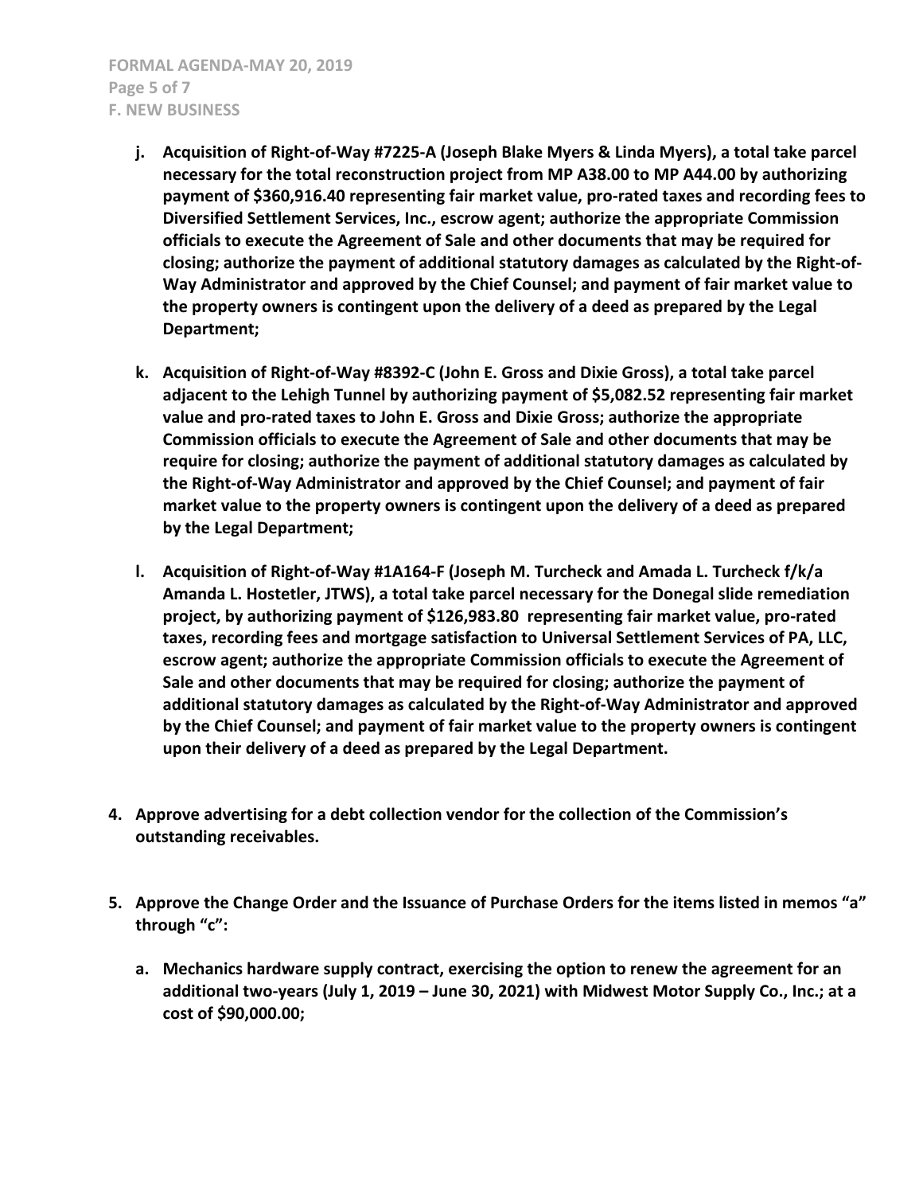j. **Acquisition of Right-of-Way #7225-A (Joseph Blake Myers & Linda Myers), a total take parcel necessary for the total reconstruction project from MP A38.00 to MP A44.00 by authorizing payment of $360,916.40 representing fair market value, pro-rated taxes and recording fees to Diversified Settlement Services, Inc., escrow agent; authorize the appropriate Commission officials to execute the Agreement of Sale and other documents that may be required for closing; authorize the payment of additional statutory damages as calculated by the Right-of-Way Administrator and approved by the Chief Counsel; and payment of fair market value to the property owners is contingent upon the delivery of a deed as prepared by the Legal Department;**

k. **Acquisition of Right-of-Way #8392-C (John E. Gross and Dixie Gross), a total take parcel adjacent to the Lehigh Tunnel by authorizing payment of $5,082.52 representing fair market value and pro-rated taxes to John E. Gross and Dixie Gross; authorize the appropriate Commission officials to execute the Agreement of Sale and other documents that may be require for closing; authorize the payment of additional statutory damages as calculated by the Right-of-Way Administrator and approved by the Chief Counsel; and payment of fair market value to the property owners is contingent upon the delivery of a deed as prepared by the Legal Department;**

l. **Acquisition of Right-of-Way #1A164-F (Joseph M. Turcheck and Amada L. Turcheck f/k/a Amanda L. Hostetler, JTWS), a total take parcel necessary for the Donegal slide remediation project, by authorizing payment of $126,983.80 representing fair market value, pro-rated taxes, recording fees and mortgage satisfaction to Universal Settlement Services of PA, LLC, escrow agent; authorize the appropriate Commission officials to execute the Agreement of Sale and other documents that may be required for closing; authorize the payment of additional statutory damages as calculated by the Right-of-Way Administrator and approved by the Chief Counsel; and payment of fair market value to the property owners is contingent upon their delivery of a deed as prepared by the Legal Department.**

4. **Approve advertising for a debt collection vendor for the collection of the Commission's outstanding receivables.**

5. **Approve the Change Order and the Issuance of Purchase Orders for the items listed in memos "a" through "c":**

   a. **Mechanics hardware supply contract, exercising the option to renew the agreement for an additional two-years (July 1, 2019 – June 30, 2021) with Midwest Motor Supply Co., Inc.; at a cost of $90,000.00;**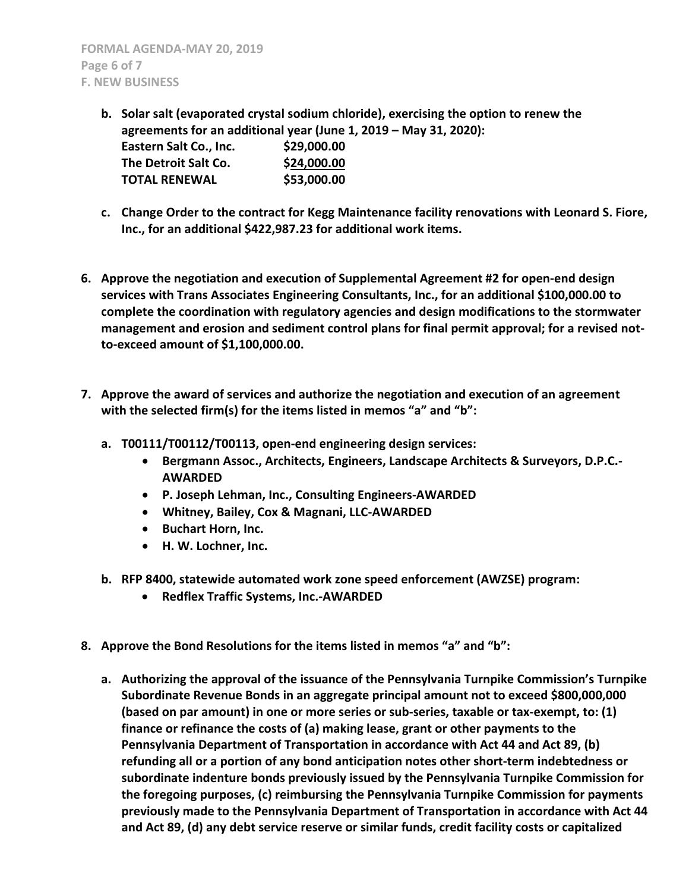**b. Solar salt (evaporated crystal sodium chloride), exercising the option to renew the agreements for an additional year (June 1, 2019 – May 31, 2020):**

| | |
|---|---|
| **Eastern Salt Co., Inc.** | **$29,000.00** |
| **The Detroit Salt Co.** | **$24,000.00** |
| **TOTAL RENEWAL** | **$53,000.00** |

**c. Change Order to the contract for Kegg Maintenance facility renovations with Leonard S. Fiore, Inc., for an additional $422,987.23 for additional work items.**

**6. Approve the negotiation and execution of Supplemental Agreement #2 for open-end design services with Trans Associates Engineering Consultants, Inc., for an additional $100,000.00 to complete the coordination with regulatory agencies and design modifications to the stormwater management and erosion and sediment control plans for final permit approval; for a revised not-to-exceed amount of $1,100,000.00.**

**7. Approve the award of services and authorize the negotiation and execution of an agreement with the selected firm(s) for the items listed in memos "a" and "b":**

**a. T00111/T00112/T00113, open-end engineering design services:**

- **Bergmann Assoc., Architects, Engineers, Landscape Architects & Surveyors, D.P.C.-AWARDED**
- **P. Joseph Lehman, Inc., Consulting Engineers-AWARDED**
- **Whitney, Bailey, Cox & Magnani, LLC-AWARDED**
- **Buchart Horn, Inc.**
- **H. W. Lochner, Inc.**

**b. RFP 8400, statewide automated work zone speed enforcement (AWZSE) program:**

- **Redflex Traffic Systems, Inc.-AWARDED**

**8. Approve the Bond Resolutions for the items listed in memos "a" and "b":**

**a. Authorizing the approval of the issuance of the Pennsylvania Turnpike Commission's Turnpike Subordinate Revenue Bonds in an aggregate principal amount not to exceed $800,000,000 (based on par amount) in one or more series or sub-series, taxable or tax-exempt, to: (1) finance or refinance the costs of (a) making lease, grant or other payments to the Pennsylvania Department of Transportation in accordance with Act 44 and Act 89, (b) refunding all or a portion of any bond anticipation notes other short-term indebtedness or subordinate indenture bonds previously issued by the Pennsylvania Turnpike Commission for the foregoing purposes, (c) reimbursing the Pennsylvania Turnpike Commission for payments previously made to the Pennsylvania Department of Transportation in accordance with Act 44 and Act 89, (d) any debt service reserve or similar funds, credit facility costs or capitalized**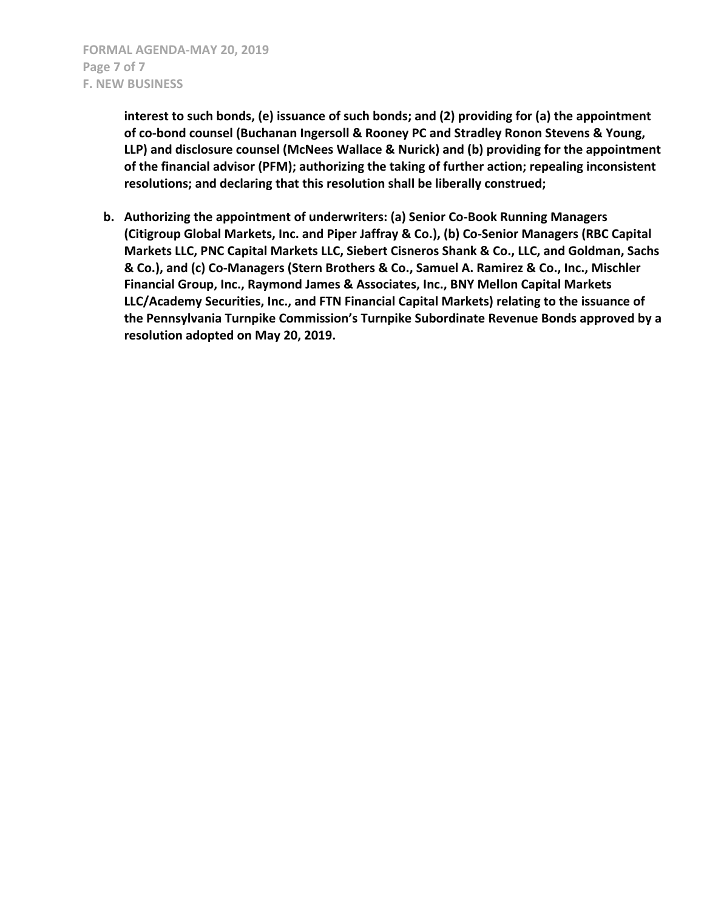**interest to such bonds, (e) issuance of such bonds; and (2) providing for (a) the appointment of co-bond counsel (Buchanan Ingersoll & Rooney PC and Stradley Ronon Stevens & Young, LLP) and disclosure counsel (McNees Wallace & Nurick) and (b) providing for the appointment of the financial advisor (PFM); authorizing the taking of further action; repealing inconsistent resolutions; and declaring that this resolution shall be liberally construed;**

b. **Authorizing the appointment of underwriters: (a) Senior Co-Book Running Managers (Citigroup Global Markets, Inc. and Piper Jaffray & Co.), (b) Co-Senior Managers (RBC Capital Markets LLC, PNC Capital Markets LLC, Siebert Cisneros Shank & Co., LLC, and Goldman, Sachs & Co.), and (c) Co-Managers (Stern Brothers & Co., Samuel A. Ramirez & Co., Inc., Mischler Financial Group, Inc., Raymond James & Associates, Inc., BNY Mellon Capital Markets LLC/Academy Securities, Inc., and FTN Financial Capital Markets) relating to the issuance of the Pennsylvania Turnpike Commission's Turnpike Subordinate Revenue Bonds approved by a resolution adopted on May 20, 2019.**